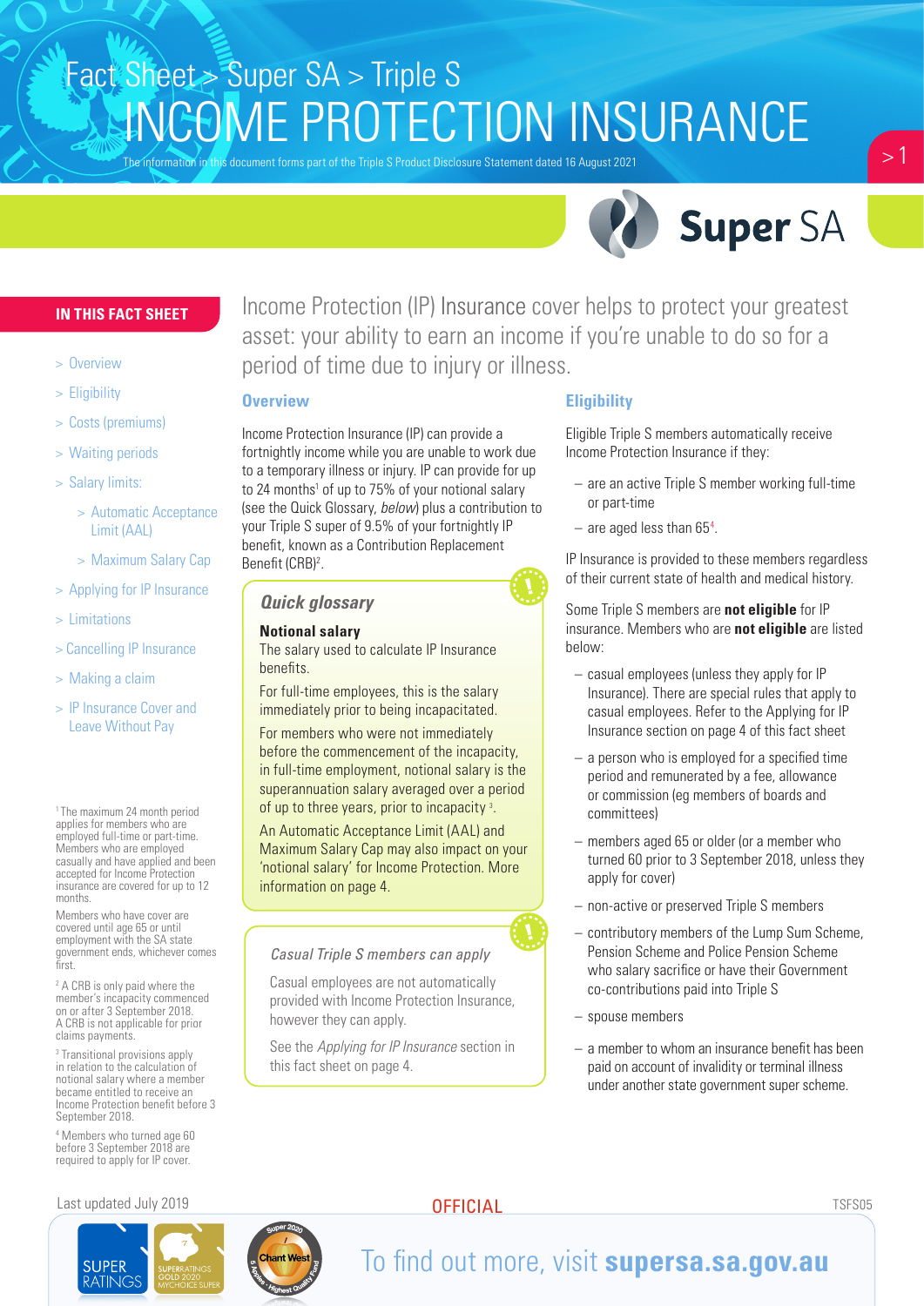Fact Sheet > Super SA > Triple S

# INCOME PROTECTION INSURANCE

The information in this document forms part of the Triple S Product Disclosure Statement dated 16 August 2021

## IN THIS FACT SHEET

- > Overview
- > Eligibility
- > Costs (premiums)
- > Waiting periods
- > Salary limits:
  - > Automatic Acceptance Limit (AAL)
  - > Maximum Salary Cap
- > Applying for IP Insurance
- > Limitations
- > Cancelling IP Insurance
- > Making a claim
- > IP Insurance Cover and Leave Without Pay

Income Protection (IP) Insurance cover helps to protect your greatest asset: your ability to earn an income if you're unable to do so for a period of time due to injury or illness.

## Overview

Income Protection Insurance (IP) can provide a fortnightly income while you are unable to work due to a temporary illness or injury. IP can provide for up to 24 months[1] of up to 75% of your notional salary (see the Quick Glossary, *below*) plus a contribution to your Triple S super of 9.5% of your fortnightly IP benefit, known as a Contribution Replacement Benefit (CRB)[2].

> ***Quick glossary***
>
> **Notional salary**
>
> The salary used to calculate IP Insurance benefits.
>
> For full-time employees, this is the salary immediately prior to being incapacitated.
>
> For members who were not immediately before the commencement of the incapacity, in full-time employment, notional salary is the superannuation salary averaged over a period of up to three years, prior to incapacity [3].
>
> An Automatic Acceptance Limit (AAL) and Maximum Salary Cap may also impact on your 'notional salary' for Income Protection. More information on page 4.

> *Casual Triple S members can apply*
>
> Casual employees are not automatically provided with Income Protection Insurance, however they can apply.
>
> See the *Applying for IP Insurance* section in this fact sheet on page 4.

## Eligibility

Eligible Triple S members automatically receive Income Protection Insurance if they:

- are an active Triple S member working full-time or part-time
- are aged less than 65[4].

IP Insurance is provided to these members regardless of their current state of health and medical history.

Some Triple S members are **not eligible** for IP insurance. Members who are **not eligible** are listed below:

- casual employees (unless they apply for IP Insurance). There are special rules that apply to casual employees. Refer to the Applying for IP Insurance section on page 4 of this fact sheet
- a person who is employed for a specified time period and remunerated by a fee, allowance or commission (eg members of boards and committees)
- members aged 65 or older (or a member who turned 60 prior to 3 September 2018, unless they apply for cover)
- non-active or preserved Triple S members
- contributory members of the Lump Sum Scheme, Pension Scheme and Police Pension Scheme who salary sacrifice or have their Government co-contributions paid into Triple S
- spouse members
- a member to whom an insurance benefit has been paid on account of invalidity or terminal illness under another state government super scheme.

[1] The maximum 24 month period applies for members who are employed full-time or part-time. Members who are employed casually and have applied and been accepted for Income Protection insurance are covered for up to 12 months.

Members who have cover are covered until age 65 or until employment with the SA state government ends, whichever comes first.

[2] A CRB is only paid where the member's incapacity commenced on or after 3 September 2018. A CRB is not applicable for prior claims payments.

[3] Transitional provisions apply in relation to the calculation of notional salary where a member became entitled to receive an Income Protection benefit before 3 September 2018.

[4] Members who turned age 60 before 3 September 2018 are required to apply for IP cover.

Last updated July 2019

OFFICIAL

TSFS05

To find out more, visit **supersa.sa.gov.au**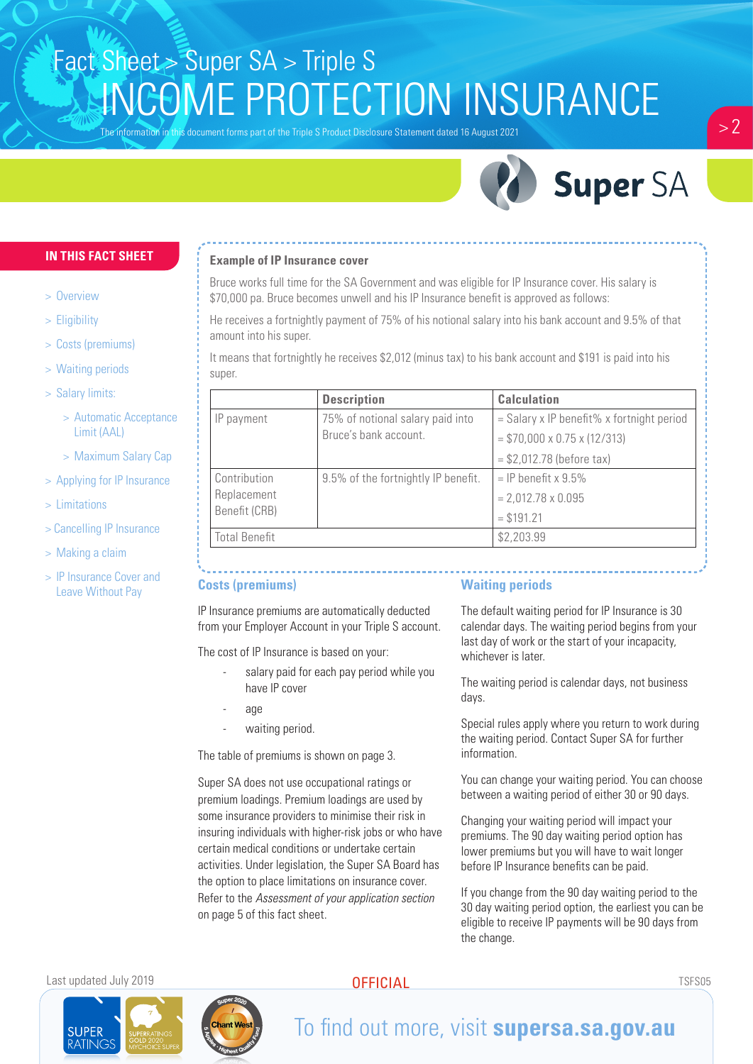# Fact Sheet > Super SA > Triple S
# INCOME PROTECTION INSURANCE

The information in this document forms part of the Triple S Product Disclosure Statement dated 16 August 2021

**IN THIS FACT SHEET**

- > Overview
- > Eligibility
- > Costs (premiums)
- > Waiting periods
- > Salary limits:
  - > Automatic Acceptance Limit (AAL)
  - > Maximum Salary Cap
- > Applying for IP Insurance
- > Limitations
- > Cancelling IP Insurance
- > Making a claim
- > IP Insurance Cover and Leave Without Pay

### Example of IP Insurance cover

Bruce works full time for the SA Government and was eligible for IP Insurance cover. His salary is $70,000 pa. Bruce becomes unwell and his IP Insurance benefit is approved as follows:

He receives a fortnightly payment of 75% of his notional salary into his bank account and 9.5% of that amount into his super.

It means that fortnightly he receives $2,012 (minus tax) to his bank account and $191 is paid into his super.

| | Description | Calculation |
|---|---|---|
| IP payment | 75% of notional salary paid into Bruce's bank account. | = Salary x IP benefit% x fortnight period<br>= $70,000 x 0.75 x (12/313)<br>= $2,012.78 (before tax) |
| Contribution Replacement Benefit (CRB) | 9.5% of the fortnightly IP benefit. | = IP benefit x 9.5%<br>= 2,012.78 x 0.095<br>= $191.21 |
| Total Benefit | | $2,203.99 |

## Costs (premiums)

IP Insurance premiums are automatically deducted from your Employer Account in your Triple S account.

The cost of IP Insurance is based on your:

- salary paid for each pay period while you have IP cover
- age
- waiting period.

The table of premiums is shown on page 3.

Super SA does not use occupational ratings or premium loadings. Premium loadings are used by some insurance providers to minimise their risk in insuring individuals with higher-risk jobs or who have certain medical conditions or undertake certain activities. Under legislation, the Super SA Board has the option to place limitations on insurance cover. Refer to the *Assessment of your application section* on page 5 of this fact sheet.

## Waiting periods

The default waiting period for IP Insurance is 30 calendar days. The waiting period begins from your last day of work or the start of your incapacity, whichever is later.

The waiting period is calendar days, not business days.

Special rules apply where you return to work during the waiting period. Contact Super SA for further information.

You can change your waiting period. You can choose between a waiting period of either 30 or 90 days.

Changing your waiting period will impact your premiums. The 90 day waiting period option has lower premiums but you will have to wait longer before IP Insurance benefits can be paid.

If you change from the 90 day waiting period to the 30 day waiting period option, the earliest you can be eligible to receive IP payments will be 90 days from the change.

Last updated July 2019

OFFICIAL

TSFS05

To find out more, visit **supersa.sa.gov.au**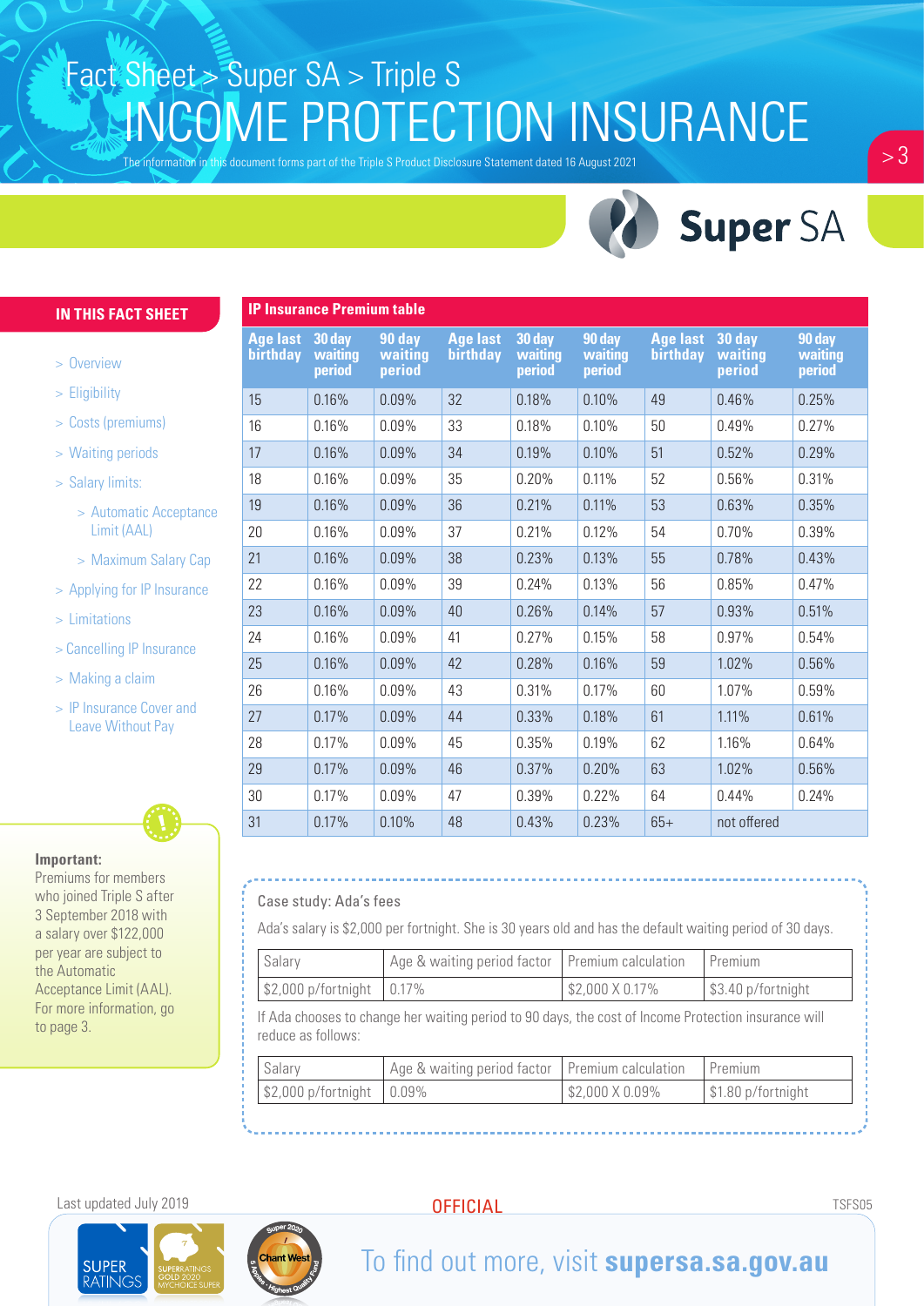# Fact Sheet > Super SA > Triple S
# INCOME PROTECTION INSURANCE

The information in this document forms part of the Triple S Product Disclosure Statement dated 16 August 2021

## IN THIS FACT SHEET

- > Overview
- > Eligibility
- > Costs (premiums)
- > Waiting periods
- > Salary limits:
  - > Automatic Acceptance Limit (AAL)
  - > Maximum Salary Cap
- > Applying for IP Insurance
- > Limitations
- > Cancelling IP Insurance
- > Making a claim
- > IP Insurance Cover and Leave Without Pay

**Important:**
Premiums for members who joined Triple S after 3 September 2018 with a salary over $122,000 per year are subject to the Automatic Acceptance Limit (AAL). For more information, go to page 3.

## IP Insurance Premium table

| Age last birthday | 30 day waiting period | 90 day waiting period | Age last birthday | 30 day waiting period | 90 day waiting period | Age last birthday | 30 day waiting period | 90 day waiting period |
|---|---|---|---|---|---|---|---|---|
| 15 | 0.16% | 0.09% | 32 | 0.18% | 0.10% | 49 | 0.46% | 0.25% |
| 16 | 0.16% | 0.09% | 33 | 0.18% | 0.10% | 50 | 0.49% | 0.27% |
| 17 | 0.16% | 0.09% | 34 | 0.19% | 0.10% | 51 | 0.52% | 0.29% |
| 18 | 0.16% | 0.09% | 35 | 0.20% | 0.11% | 52 | 0.56% | 0.31% |
| 19 | 0.16% | 0.09% | 36 | 0.21% | 0.11% | 53 | 0.63% | 0.35% |
| 20 | 0.16% | 0.09% | 37 | 0.21% | 0.12% | 54 | 0.70% | 0.39% |
| 21 | 0.16% | 0.09% | 38 | 0.23% | 0.13% | 55 | 0.78% | 0.43% |
| 22 | 0.16% | 0.09% | 39 | 0.24% | 0.13% | 56 | 0.85% | 0.47% |
| 23 | 0.16% | 0.09% | 40 | 0.26% | 0.14% | 57 | 0.93% | 0.51% |
| 24 | 0.16% | 0.09% | 41 | 0.27% | 0.15% | 58 | 0.97% | 0.54% |
| 25 | 0.16% | 0.09% | 42 | 0.28% | 0.16% | 59 | 1.02% | 0.56% |
| 26 | 0.16% | 0.09% | 43 | 0.31% | 0.17% | 60 | 1.07% | 0.59% |
| 27 | 0.17% | 0.09% | 44 | 0.33% | 0.18% | 61 | 1.11% | 0.61% |
| 28 | 0.17% | 0.09% | 45 | 0.35% | 0.19% | 62 | 1.16% | 0.64% |
| 29 | 0.17% | 0.09% | 46 | 0.37% | 0.20% | 63 | 1.02% | 0.56% |
| 30 | 0.17% | 0.09% | 47 | 0.39% | 0.22% | 64 | 0.44% | 0.24% |
| 31 | 0.17% | 0.10% | 48 | 0.43% | 0.23% | 65+ | not offered | |

### Case study: Ada's fees

Ada's salary is $2,000 per fortnight. She is 30 years old and has the default waiting period of 30 days.

| Salary | Age & waiting period factor | Premium calculation | Premium |
|---|---|---|---|
| $2,000 p/fortnight | 0.17% | $2,000 X 0.17% | $3.40 p/fortnight |

If Ada chooses to change her waiting period to 90 days, the cost of Income Protection insurance will reduce as follows:

| Salary | Age & waiting period factor | Premium calculation | Premium |
|---|---|---|---|
| $2,000 p/fortnight | 0.09% | $2,000 X 0.09% | $1.80 p/fortnight |

Last updated July 2019

OFFICIAL

TSFS05

To find out more, visit **supersa.sa.gov.au**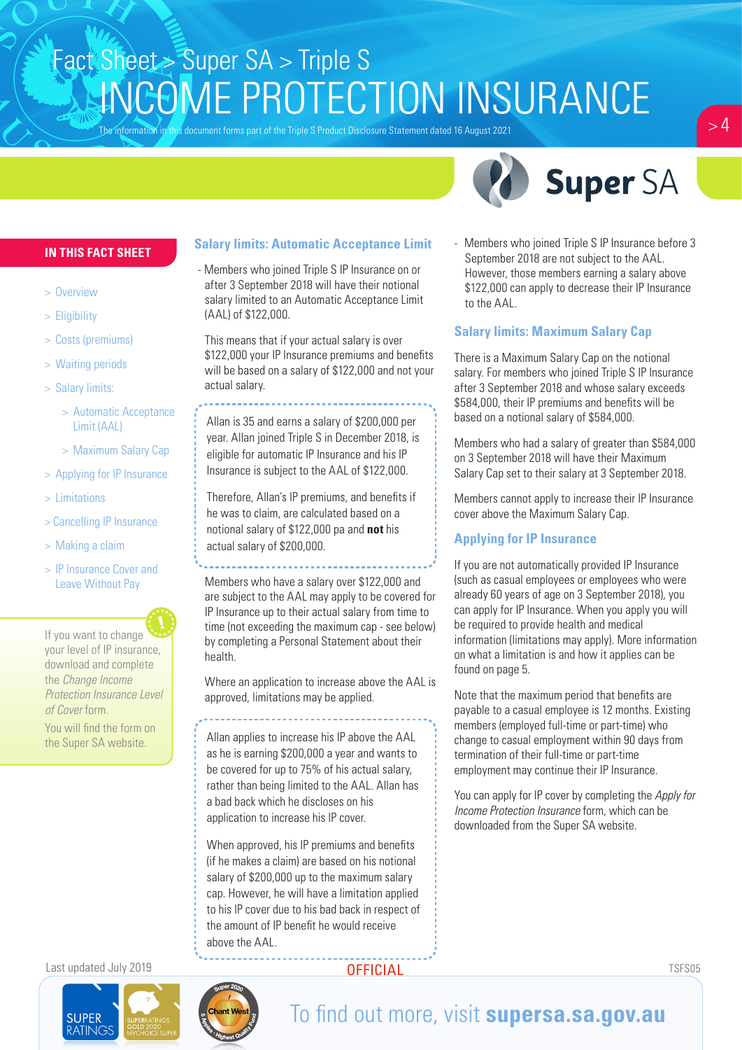# Fact Sheet > Super SA > Triple S

# INCOME PROTECTION INSURANCE

The information in this document forms part of the Triple S Product Disclosure Statement dated 16 August 2021

**IN THIS FACT SHEET**

- > Overview
- > Eligibility
- > Costs (premiums)
- > Waiting periods
- > Salary limits:
  - > Automatic Acceptance Limit (AAL)
  - > Maximum Salary Cap
- > Applying for IP Insurance
- > Limitations
- > Cancelling IP Insurance
- > Making a claim
- > IP Insurance Cover and Leave Without Pay

If you want to change your level of IP insurance, download and complete the *Change Income Protection Insurance Level of Cover* form.

You will find the form on the Super SA website.

## Salary limits: Automatic Acceptance Limit

- Members who joined Triple S IP Insurance on or after 3 September 2018 will have their notional salary limited to an Automatic Acceptance Limit (AAL) of $122,000.

This means that if your actual salary is over $122,000 your IP Insurance premiums and benefits will be based on a salary of $122,000 and not your actual salary.

> Allan is 35 and earns a salary of $200,000 per year. Allan joined Triple S in December 2018, is eligible for automatic IP Insurance and his IP Insurance is subject to the AAL of $122,000.
>
> Therefore, Allan's IP premiums, and benefits if he was to claim, are calculated based on a notional salary of $122,000 pa and **not** his actual salary of $200,000.

Members who have a salary over $122,000 and are subject to the AAL may apply to be covered for IP Insurance up to their actual salary from time to time (not exceeding the maximum cap - see below) by completing a Personal Statement about their health.

Where an application to increase above the AAL is approved, limitations may be applied.

> Allan applies to increase his IP above the AAL as he is earning $200,000 a year and wants to be covered for up to 75% of his actual salary, rather than being limited to the AAL. Allan has a bad back which he discloses on his application to increase his IP cover.
>
> When approved, his IP premiums and benefits (if he makes a claim) are based on his notional salary of $200,000 up to the maximum salary cap. However, he will have a limitation applied to his IP cover due to his bad back in respect of the amount of IP benefit he would receive above the AAL.

- Members who joined Triple S IP Insurance before 3 September 2018 are not subject to the AAL. However, those members earning a salary above $122,000 can apply to decrease their IP Insurance to the AAL.

## Salary limits: Maximum Salary Cap

There is a Maximum Salary Cap on the notional salary. For members who joined Triple S IP Insurance after 3 September 2018 and whose salary exceeds $584,000, their IP premiums and benefits will be based on a notional salary of $584,000.

Members who had a salary of greater than $584,000 on 3 September 2018 will have their Maximum Salary Cap set to their salary at 3 September 2018.

Members cannot apply to increase their IP Insurance cover above the Maximum Salary Cap.

## Applying for IP Insurance

If you are not automatically provided IP Insurance (such as casual employees or employees who were already 60 years of age on 3 September 2018), you can apply for IP Insurance. When you apply you will be required to provide health and medical information (limitations may apply). More information on what a limitation is and how it applies can be found on page 5.

Note that the maximum period that benefits are payable to a casual employee is 12 months. Existing members (employed full-time or part-time) who change to casual employment within 90 days from termination of their full-time or part-time employment may continue their IP Insurance.

You can apply for IP cover by completing the *Apply for Income Protection Insurance* form, which can be downloaded from the Super SA website.

Last updated July 2019

OFFICIAL

TSFS05

To find out more, visit **supersa.sa.gov.au**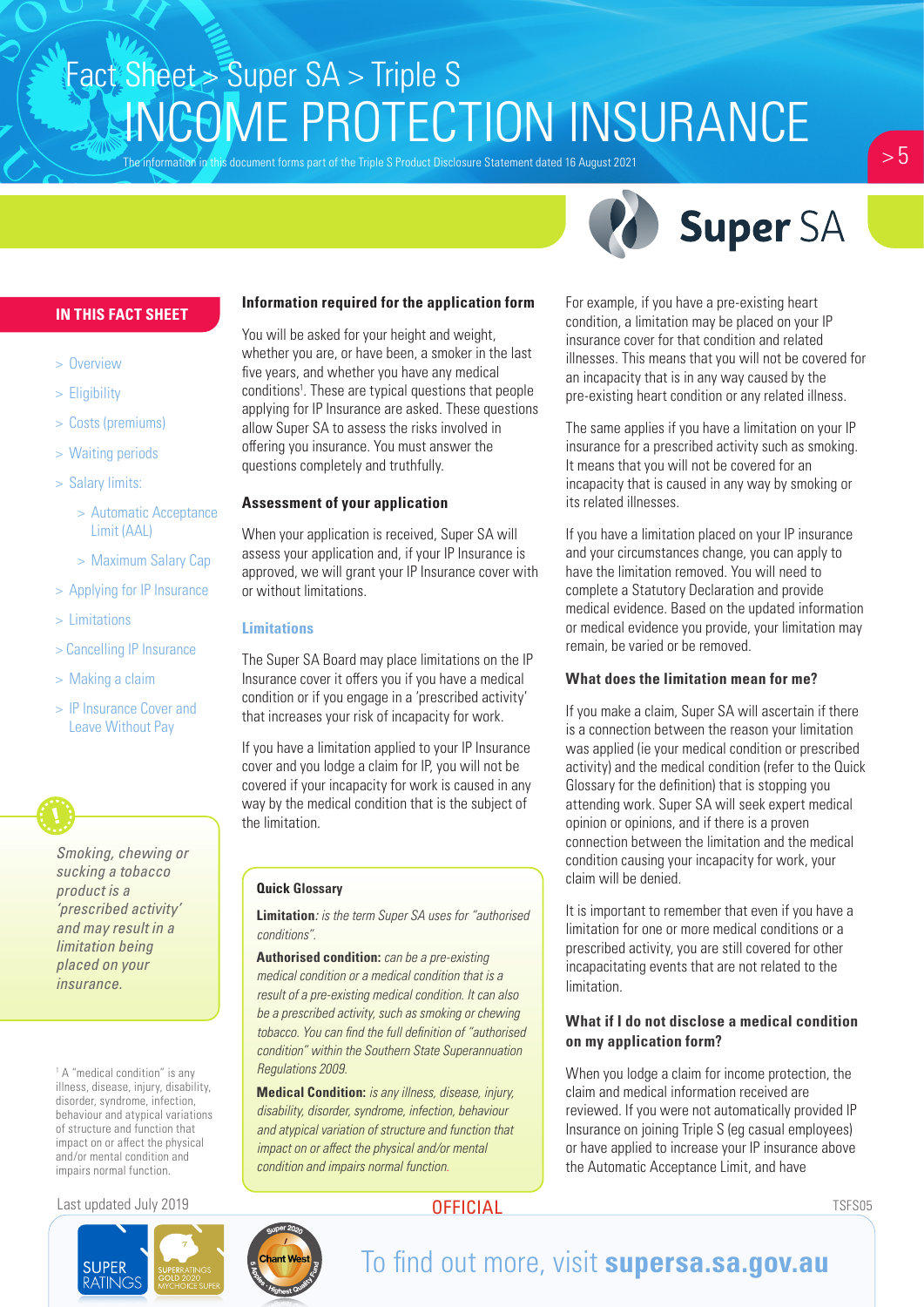# Fact Sheet > Super SA > Triple S
# INCOME PROTECTION INSURANCE

The information in this document forms part of the Triple S Product Disclosure Statement dated 16 August 2021

**IN THIS FACT SHEET**

- > Overview
- > Eligibility
- > Costs (premiums)
- > Waiting periods
- > Salary limits:
  - > Automatic Acceptance Limit (AAL)
  - > Maximum Salary Cap
- > Applying for IP Insurance
- > Limitations
- > Cancelling IP Insurance
- > Making a claim
- > IP Insurance Cover and Leave Without Pay

*Smoking, chewing or sucking a tobacco product is a 'prescribed activity' and may result in a limitation being placed on your insurance.*

[1] A "medical condition" is any illness, disease, injury, disability, disorder, syndrome, infection, behaviour and atypical variations of structure and function that impact on or affect the physical and/or mental condition and impairs normal function.

### Information required for the application form

You will be asked for your height and weight, whether you are, or have been, a smoker in the last five years, and whether you have any medical conditions[1]. These are typical questions that people applying for IP Insurance are asked. These questions allow Super SA to assess the risks involved in offering you insurance. You must answer the questions completely and truthfully.

### Assessment of your application

When your application is received, Super SA will assess your application and, if your IP Insurance is approved, we will grant your IP Insurance cover with or without limitations.

## Limitations

The Super SA Board may place limitations on the IP Insurance cover it offers you if you have a medical condition or if you engage in a 'prescribed activity' that increases your risk of incapacity for work.

If you have a limitation applied to your IP Insurance cover and you lodge a claim for IP, you will not be covered if your incapacity for work is caused in any way by the medical condition that is the subject of the limitation.

**Quick Glossary**

**Limitation**: *is the term Super SA uses for "authorised conditions".*

**Authorised condition:** *can be a pre-existing medical condition or a medical condition that is a result of a pre-existing medical condition. It can also be a prescribed activity, such as smoking or chewing tobacco. You can find the full definition of "authorised condition" within the Southern State Superannuation Regulations 2009.*

**Medical Condition:** *is any illness, disease, injury, disability, disorder, syndrome, infection, behaviour and atypical variations of structure and function that impact on or affect the physical and/or mental condition and impairs normal function.*

For example, if you have a pre-existing heart condition, a limitation may be placed on your IP insurance cover for that condition and related illnesses. This means that you will not be covered for an incapacity that is in any way caused by the pre-existing heart condition or any related illness.

The same applies if you have a limitation on your IP insurance for a prescribed activity such as smoking. It means that you will not be covered for an incapacity that is caused in any way by smoking or its related illnesses.

If you have a limitation placed on your IP insurance and your circumstances change, you can apply to have the limitation removed. You will need to complete a Statutory Declaration and provide medical evidence. Based on the updated information or medical evidence you provide, your limitation may remain, be varied or be removed.

### What does the limitation mean for me?

If you make a claim, Super SA will ascertain if there is a connection between the reason your limitation was applied (ie your medical condition or prescribed activity) and the medical condition (refer to the Quick Glossary for the definition) that is stopping you attending work. Super SA will seek expert medical opinion or opinions, and if there is a proven connection between the limitation and the medical condition causing your incapacity for work, your claim will be denied.

It is important to remember that even if you have a limitation for one or more medical conditions or a prescribed activity, you are still covered for other incapacitating events that are not related to the limitation.

### What if I do not disclose a medical condition on my application form?

When you lodge a claim for income protection, the claim and medical information received are reviewed. If you were not automatically provided IP Insurance on joining Triple S (eg casual employees) or have applied to increase your IP insurance above the Automatic Acceptance Limit, and have

Last updated July 2019

OFFICIAL

TSFS05

To find out more, visit **supersa.sa.gov.au**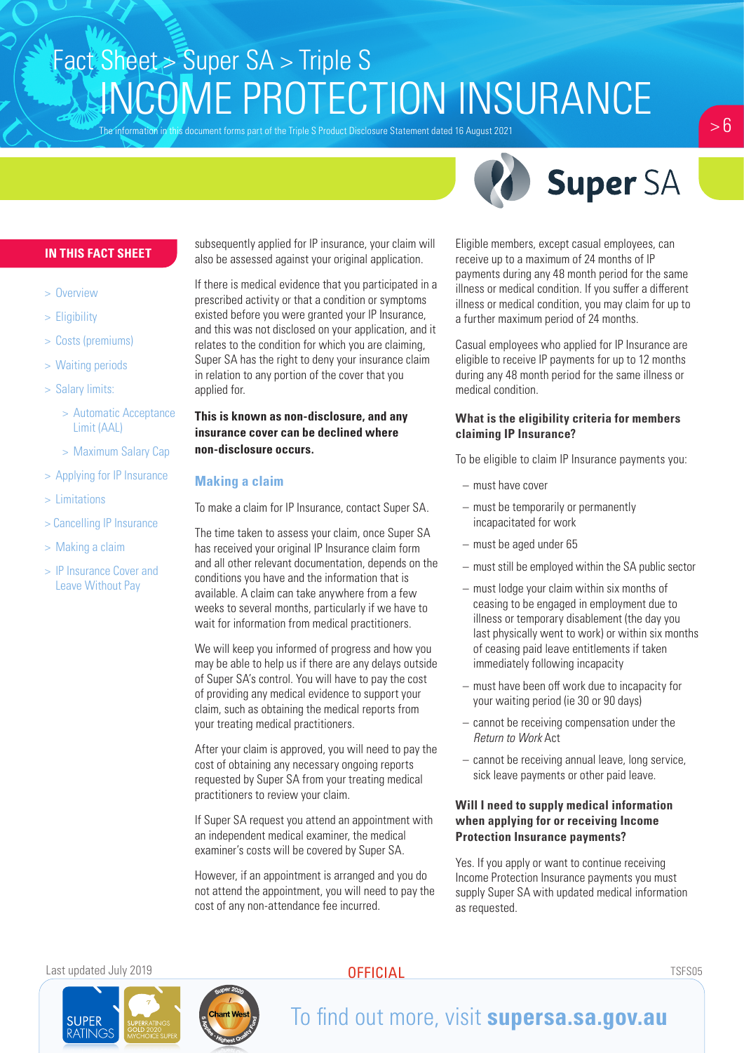# Fact Sheet > Super SA > Triple S

# INCOME PROTECTION INSURANCE

The information in this document forms part of the Triple S Product Disclosure Statement dated 16 August 2021

## IN THIS FACT SHEET

- > Overview
- > Eligibility
- > Costs (premiums)
- > Waiting periods
- > Salary limits:
  - > Automatic Acceptance Limit (AAL)
  - > Maximum Salary Cap
- > Applying for IP Insurance
- > Limitations
- > Cancelling IP Insurance
- > Making a claim
- > IP Insurance Cover and Leave Without Pay

subsequently applied for IP insurance, your claim will also be assessed against your original application.

If there is medical evidence that you participated in a prescribed activity or that a condition or symptoms existed before you were granted your IP Insurance, and this was not disclosed on your application, and it relates to the condition for which you are claiming, Super SA has the right to deny your insurance claim in relation to any portion of the cover that you applied for.

**This is known as non-disclosure, and any insurance cover can be declined where non-disclosure occurs.**

## Making a claim

To make a claim for IP Insurance, contact Super SA.

The time taken to assess your claim, once Super SA has received your original IP Insurance claim form and all other relevant documentation, depends on the conditions you have and the information that is available. A claim can take anywhere from a few weeks to several months, particularly if we have to wait for information from medical practitioners.

We will keep you informed of progress and how you may be able to help us if there are any delays outside of Super SA's control. You will have to pay the cost of providing any medical evidence to support your claim, such as obtaining the medical reports from your treating medical practitioners.

After your claim is approved, you will need to pay the cost of obtaining any necessary ongoing reports requested by Super SA from your treating medical practitioners to review your claim.

If Super SA request you attend an appointment with an independent medical examiner, the medical examiner's costs will be covered by Super SA.

However, if an appointment is arranged and you do not attend the appointment, you will need to pay the cost of any non-attendance fee incurred.

Eligible members, except casual employees, can receive up to a maximum of 24 months of IP payments during any 48 month period for the same illness or medical condition. If you suffer a different illness or medical condition, you may claim for up to a further maximum period of 24 months.

Casual employees who applied for IP Insurance are eligible to receive IP payments for up to 12 months during any 48 month period for the same illness or medical condition.

### What is the eligibility criteria for members claiming IP Insurance?

To be eligible to claim IP Insurance payments you:

- must have cover
- must be temporarily or permanently incapacitated for work
- must be aged under 65
- must still be employed within the SA public sector
- must lodge your claim within six months of ceasing to be engaged in employment due to illness or temporary disablement (the day you last physically went to work) or within six months of ceasing paid leave entitlements if taken immediately following incapacity
- must have been off work due to incapacity for your waiting period (ie 30 or 90 days)
- cannot be receiving compensation under the *Return to Work* Act
- cannot be receiving annual leave, long service, sick leave payments or other paid leave.

### Will I need to supply medical information when applying for or receiving Income Protection Insurance payments?

Yes. If you apply or want to continue receiving Income Protection Insurance payments you must supply Super SA with updated medical information as requested.

Last updated July 2019

OFFICIAL

TSFS05

To find out more, visit **supersa.sa.gov.au**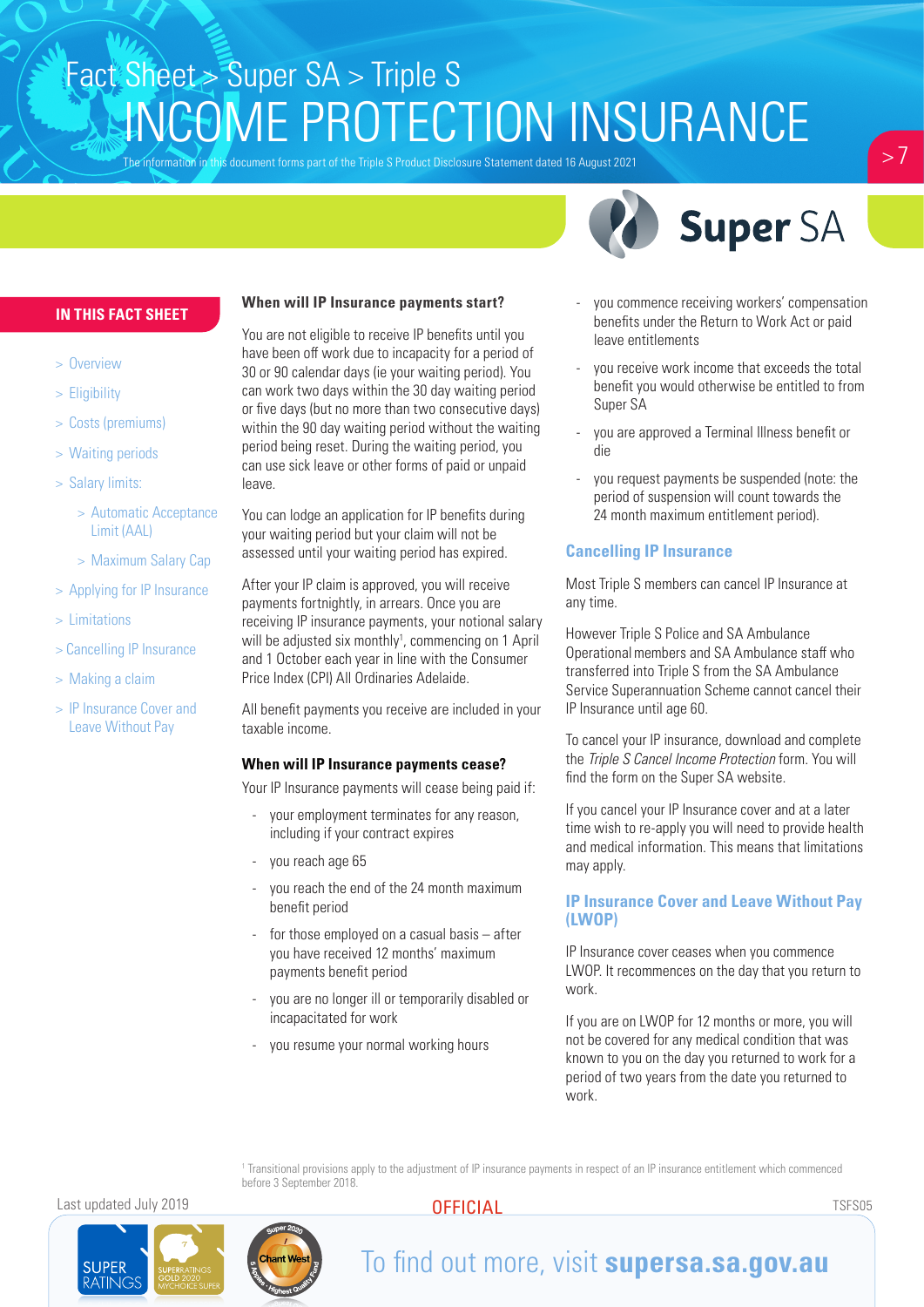# Fact Sheet > Super SA > Triple S

# INCOME PROTECTION INSURANCE

The information in this document forms part of the Triple S Product Disclosure Statement dated 16 August 2021

**IN THIS FACT SHEET**

- > Overview
- > Eligibility
- > Costs (premiums)
- > Waiting periods
- > Salary limits:
  - > Automatic Acceptance Limit (AAL)
  - > Maximum Salary Cap
- > Applying for IP Insurance
- > Limitations
- > Cancelling IP Insurance
- > Making a claim
- > IP Insurance Cover and Leave Without Pay

**When will IP Insurance payments start?**

You are not eligible to receive IP benefits until you have been off work due to incapacity for a period of 30 or 90 calendar days (ie your waiting period). You can work two days within the 30 day waiting period or five days (but no more than two consecutive days) within the 90 day waiting period without the waiting period being reset. During the waiting period, you can use sick leave or other forms of paid or unpaid leave.

You can lodge an application for IP benefits during your waiting period but your claim will not be assessed until your waiting period has expired.

After your IP claim is approved, you will receive payments fortnightly, in arrears. Once you are receiving IP insurance payments, your notional salary will be adjusted six monthly[1], commencing on 1 April and 1 October each year in line with the Consumer Price Index (CPI) All Ordinaries Adelaide.

All benefit payments you receive are included in your taxable income.

**When will IP Insurance payments cease?**

Your IP Insurance payments will cease being paid if:

- your employment terminates for any reason, including if your contract expires
- you reach age 65
- you reach the end of the 24 month maximum benefit period
- for those employed on a casual basis – after you have received 12 months' maximum payments benefit period
- you are no longer ill or temporarily disabled or incapacitated for work
- you resume your normal working hours
- you commence receiving workers' compensation benefits under the Return to Work Act or paid leave entitlements
- you receive work income that exceeds the total benefit you would otherwise be entitled to from Super SA
- you are approved a Terminal Illness benefit or die
- you request payments be suspended (note: the period of suspension will count towards the 24 month maximum entitlement period).

## Cancelling IP Insurance

Most Triple S members can cancel IP Insurance at any time.

However Triple S Police and SA Ambulance Operational members and SA Ambulance staff who transferred into Triple S from the SA Ambulance Service Superannuation Scheme cannot cancel their IP Insurance until age 60.

To cancel your IP insurance, download and complete the *Triple S Cancel Income Protection* form. You will find the form on the Super SA website.

If you cancel your IP Insurance cover and at a later time wish to re-apply you will need to provide health and medical information. This means that limitations may apply.

## IP Insurance Cover and Leave Without Pay (LWOP)

IP Insurance cover ceases when you commence LWOP. It recommences on the day that you return to work.

If you are on LWOP for 12 months or more, you will not be covered for any medical condition that was known to you on the day you returned to work for a period of two years from the date you returned to work.

[1] Transitional provisions apply to the adjustment of IP insurance payments in respect of an IP insurance entitlement which commenced before 3 September 2018.

Last updated July 2019 — OFFICIAL — TSFS05

To find out more, visit **supersa.sa.gov.au**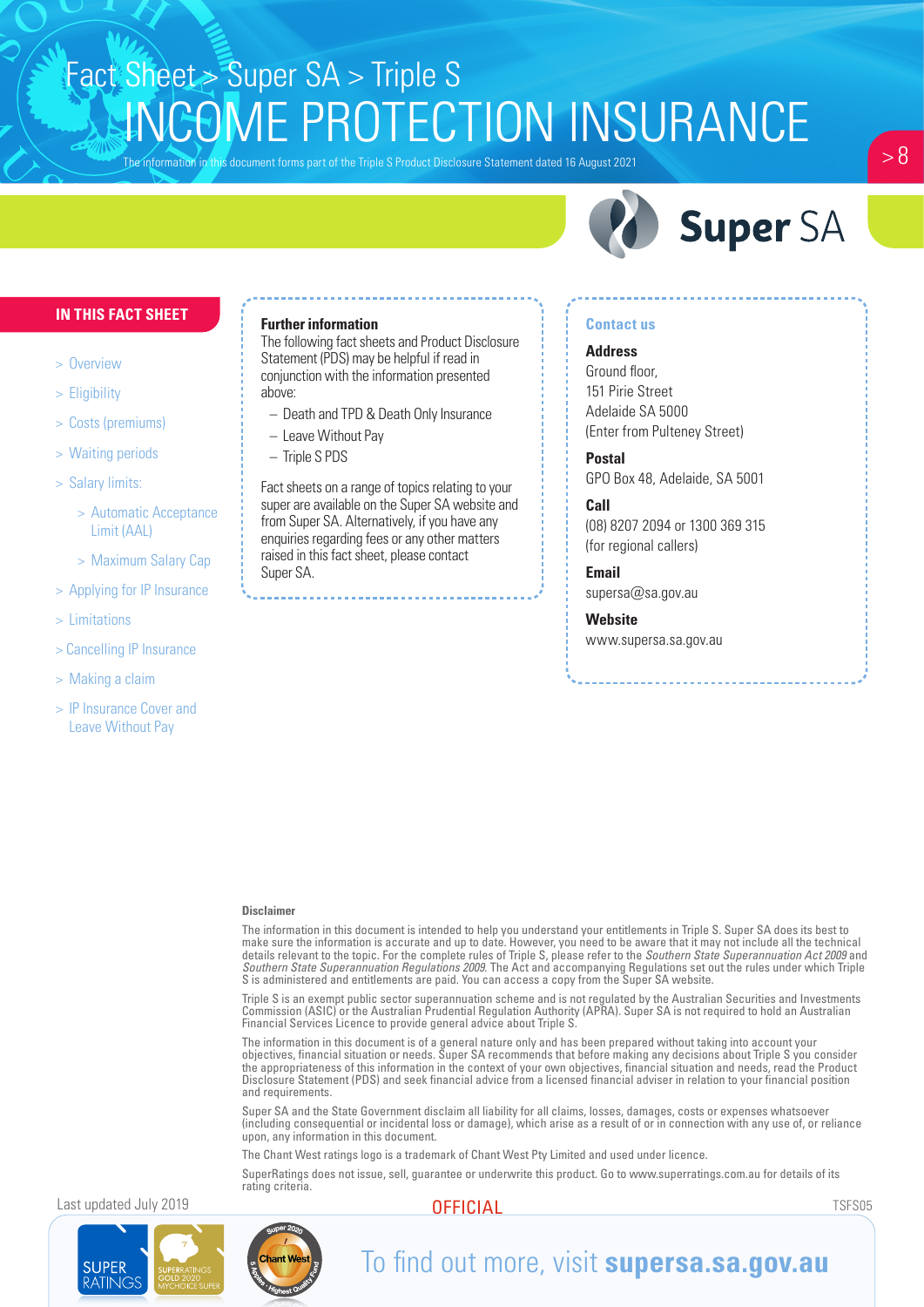Fact Sheet > Super SA > Triple S

# INCOME PROTECTION INSURANCE

The information in this document forms part of the Triple S Product Disclosure Statement dated 16 August 2021

## IN THIS FACT SHEET

- > Overview
- > Eligibility
- > Costs (premiums)
- > Waiting periods
- > Salary limits:
  - > Automatic Acceptance Limit (AAL)
  - > Maximum Salary Cap
- > Applying for IP Insurance
- > Limitations
- > Cancelling IP Insurance
- > Making a claim
- > IP Insurance Cover and Leave Without Pay

**Further information**

The following fact sheets and Product Disclosure Statement (PDS) may be helpful if read in conjunction with the information presented above:

- Death and TPD & Death Only Insurance
- Leave Without Pay
- Triple S PDS

Fact sheets on a range of topics relating to your super are available on the Super SA website and from Super SA. Alternatively, if you have any enquiries regarding fees or any other matters raised in this fact sheet, please contact Super SA.

### Contact us

**Address**
Ground floor,
151 Pirie Street
Adelaide SA 5000
(Enter from Pulteney Street)

**Postal**
GPO Box 48, Adelaide, SA 5001

**Call**
(08) 8207 2094 or 1300 369 315
(for regional callers)

**Email**
supersa@sa.gov.au

**Website**
www.supersa.sa.gov.au

**Disclaimer**

The information in this document is intended to help you understand your entitlements in Triple S. Super SA does its best to make sure the information is accurate and up to date. However, you need to be aware that it may not include all the technical details relevant to the topic. For the complete rules of Triple S, please refer to the *Southern State Superannuation Act 2009* and *Southern State Superannuation Regulations 2009*. The Act and accompanying Regulations set out the rules under which Triple S is administered and entitlements are paid. You can access a copy from the Super SA website.

Triple S is an exempt public sector superannuation scheme and is not regulated by the Australian Securities and Investments Commission (ASIC) or the Australian Prudential Regulation Authority (APRA). Super SA is not required to hold an Australian Financial Services Licence to provide general advice about Triple S.

The information in this document is of a general nature only and has been prepared without taking into account your objectives, financial situation or needs. Super SA recommends that before making any decisions about Triple S you consider the appropriateness of this information in the context of your own objectives, financial situation and needs, read the Product Disclosure Statement (PDS) and seek financial advice from a licensed financial adviser in relation to your financial position and requirements.

Super SA and the State Government disclaim all liability for all claims, losses, damages, costs or expenses whatsoever (including consequential or incidental loss or damage), which arise as a result of or in connection with any use of, or reliance upon, any information in this document.

The Chant West ratings logo is a trademark of Chant West Pty Limited and used under licence.

SuperRatings does not issue, sell, guarantee or underwrite this product. Go to www.superratings.com.au for details of its rating criteria.

Last updated July 2019

OFFICIAL

TSFS05

To find out more, visit **supersa.sa.gov.au**